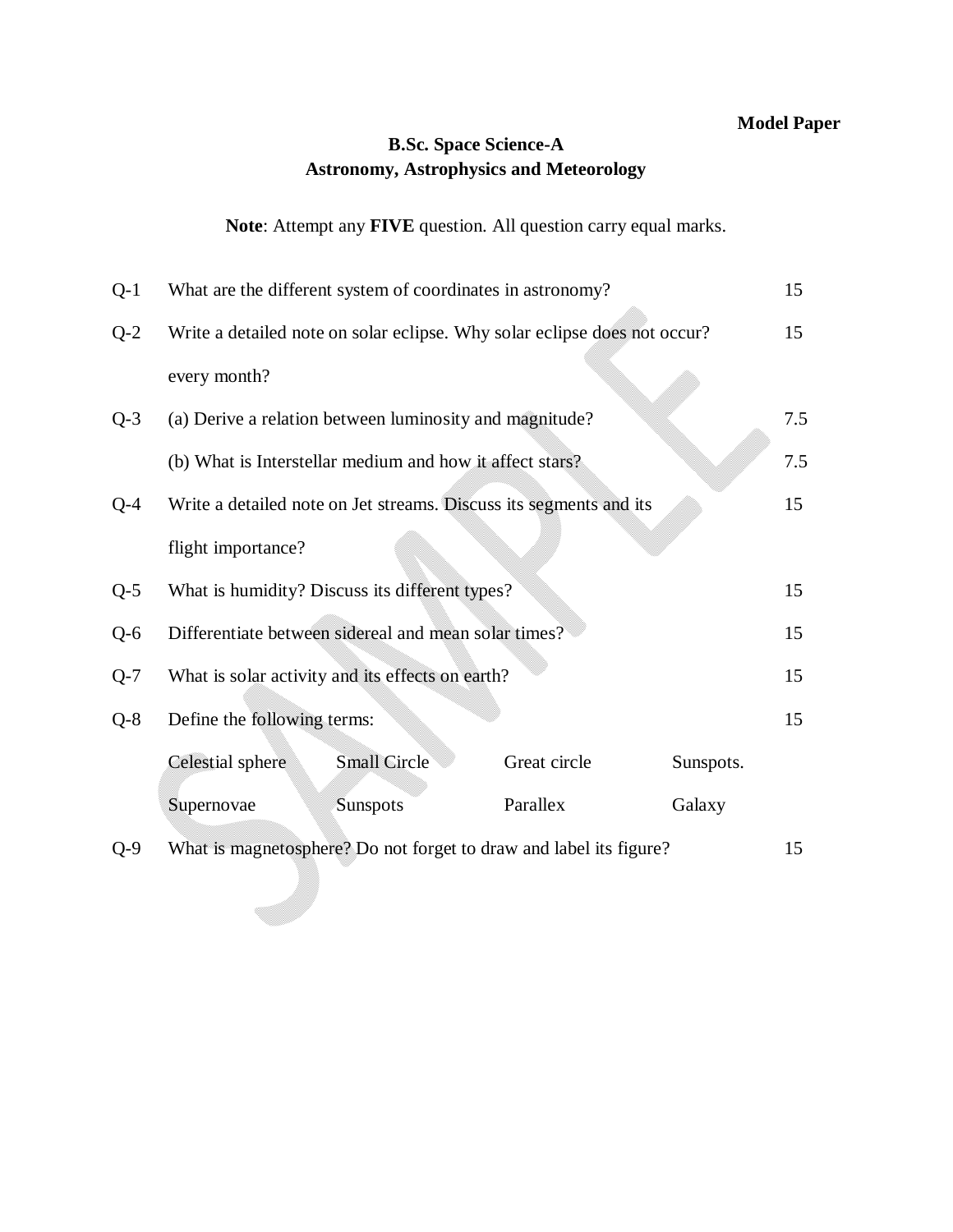**Model Paper**

**B.Sc. Space Science-A**
**Astronomy, Astrophysics and Meteorology**

**Note**: Attempt any **FIVE** question. All question carry equal marks.

| | | |
|---|---|---|
| Q-1 | What are the different system of coordinates in astronomy? | 15 |
| Q-2 | Write a detailed note on solar eclipse. Why solar eclipse does not occur? every month? | 15 |
| Q-3 | (a) Derive a relation between luminosity and magnitude? | 7.5 |
| | (b) What is Interstellar medium and how it affect stars? | 7.5 |
| Q-4 | Write a detailed note on Jet streams. Discuss its segments and its flight importance? | 15 |
| Q-5 | What is humidity? Discuss its different types? | 15 |
| Q-6 | Differentiate between sidereal and mean solar times? | 15 |
| Q-7 | What is solar activity and its effects on earth? | 15 |
| Q-8 | Define the following terms: | 15 |
| Q-9 | What is magnetosphere? Do not forget to draw and label its figure? | 15 |

Terms for Q-8:

| | | | |
|---|---|---|---|
| Celestial sphere | Small Circle | Great circle | Sunspots. |
| Supernovae | Sunspots | Parallex | Galaxy |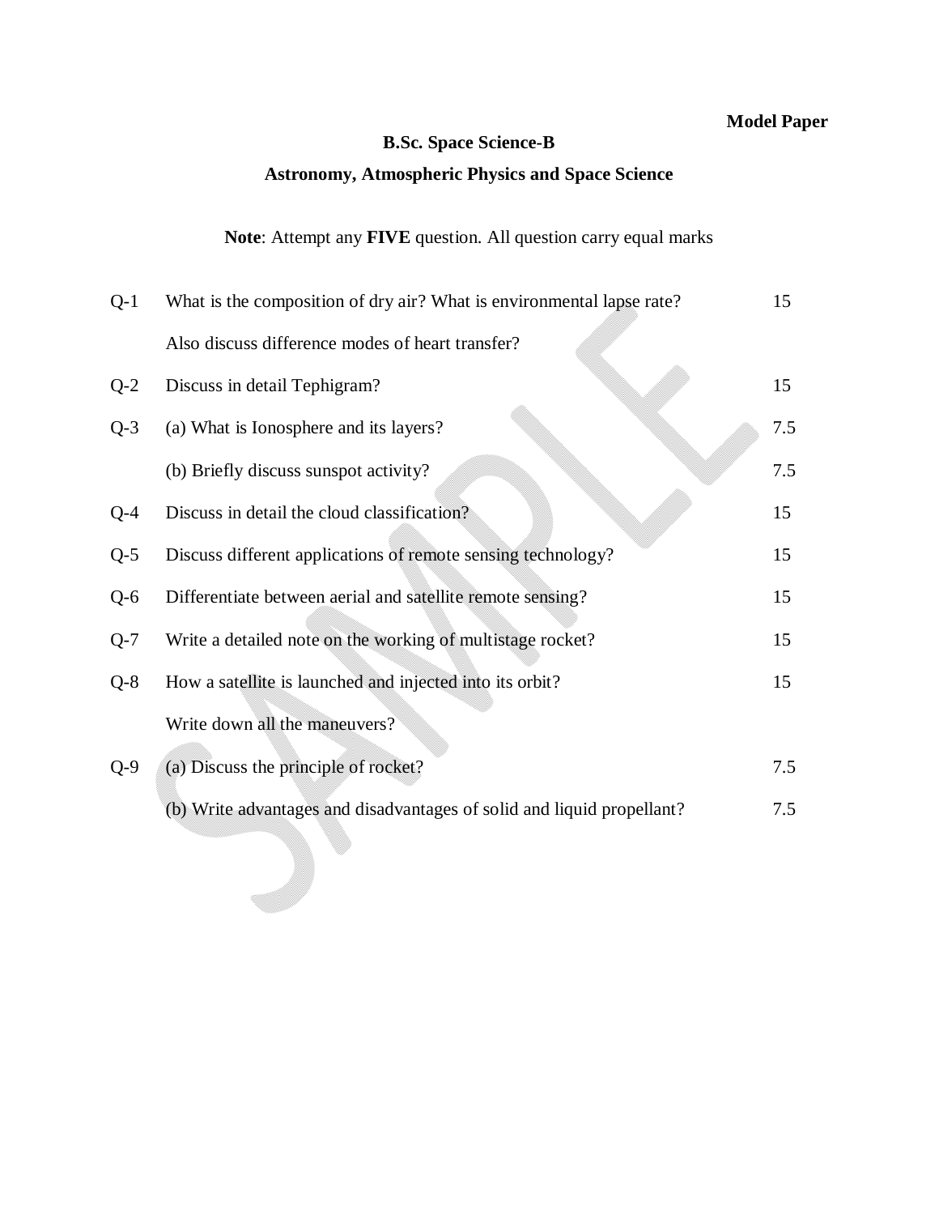**Model Paper**

**B.Sc. Space Science-B**

**Astronomy, Atmospheric Physics and Space Science**

**Note**: Attempt any **FIVE** question. All question carry equal marks

| | | |
|---|---|---|
| Q-1 | What is the composition of dry air? What is environmental lapse rate? Also discuss difference modes of heart transfer? | 15 |
| Q-2 | Discuss in detail Tephigram? | 15 |
| Q-3 | (a) What is Ionosphere and its layers? | 7.5 |
| | (b) Briefly discuss sunspot activity? | 7.5 |
| Q-4 | Discuss in detail the cloud classification? | 15 |
| Q-5 | Discuss different applications of remote sensing technology? | 15 |
| Q-6 | Differentiate between aerial and satellite remote sensing? | 15 |
| Q-7 | Write a detailed note on the working of multistage rocket? | 15 |
| Q-8 | How a satellite is launched and injected into its orbit? Write down all the maneuvers? | 15 |
| Q-9 | (a) Discuss the principle of rocket? | 7.5 |
| | (b) Write advantages and disadvantages of solid and liquid propellant? | 7.5 |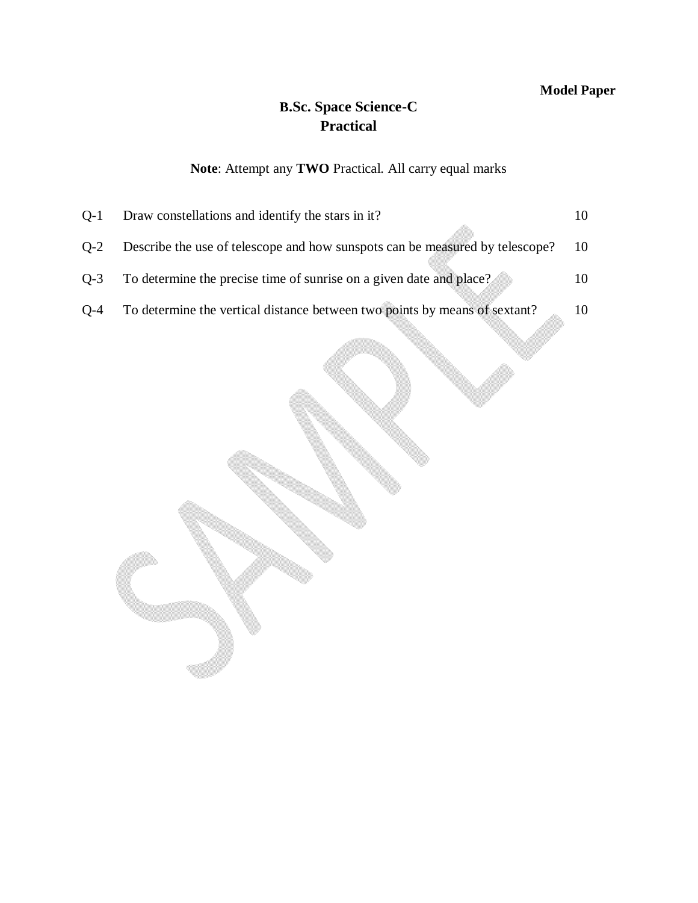**Model Paper**

# B.Sc. Space Science-C
## Practical

**Note**: Attempt any **TWO** Practical. All carry equal marks

| | | |
|---|---|---|
| Q-1 | Draw constellations and identify the stars in it? | 10 |
| Q-2 | Describe the use of telescope and how sunspots can be measured by telescope? | 10 |
| Q-3 | To determine the precise time of sunrise on a given date and place? | 10 |
| Q-4 | To determine the vertical distance between two points by means of sextant? | 10 |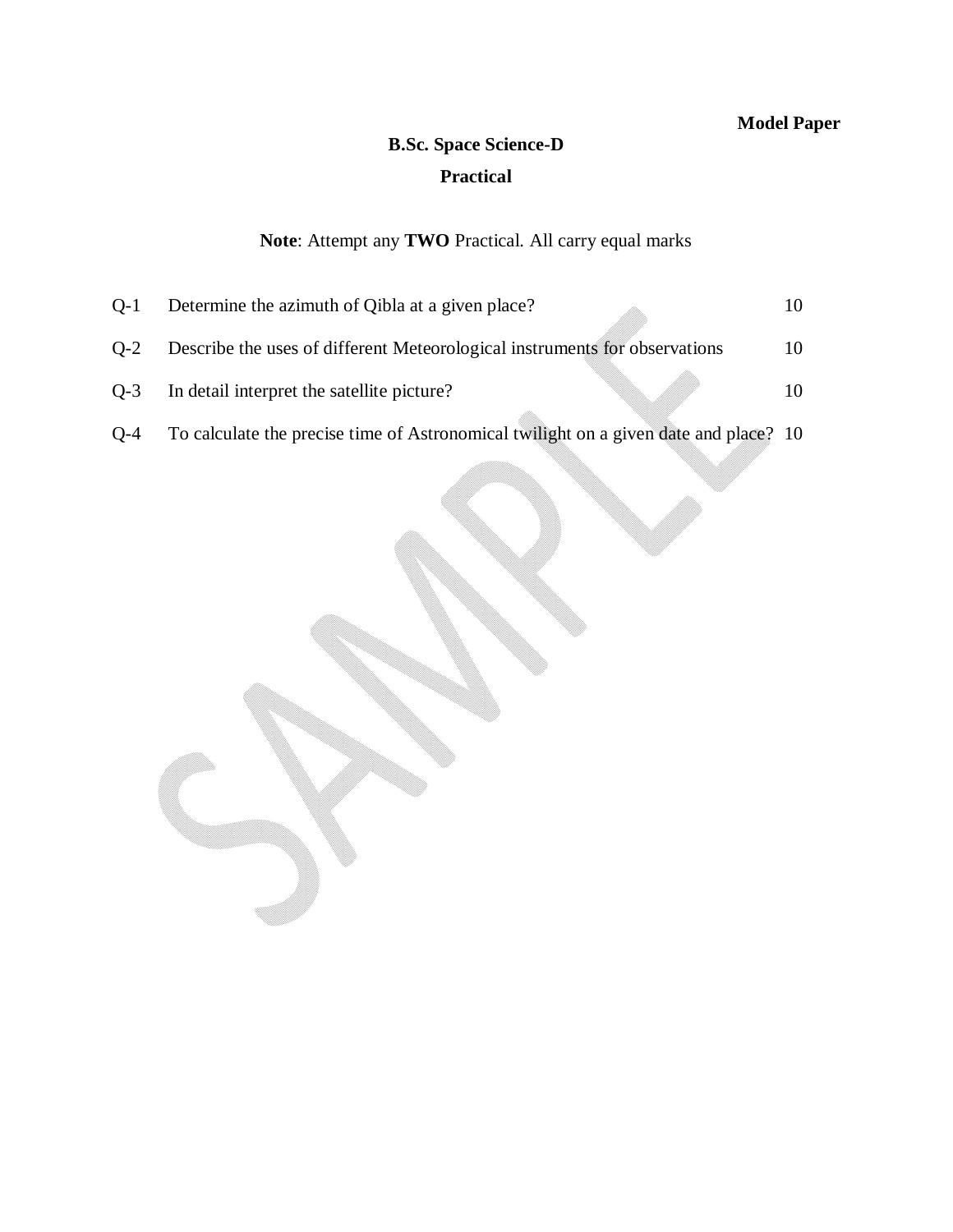**Model Paper**

# B.Sc. Space Science-D

## Practical

**Note**: Attempt any **TWO** Practical. All carry equal marks

| | | |
|---|---|---|
| Q-1 | Determine the azimuth of Qibla at a given place? | 10 |
| Q-2 | Describe the uses of different Meteorological instruments for observations | 10 |
| Q-3 | In detail interpret the satellite picture? | 10 |
| Q-4 | To calculate the precise time of Astronomical twilight on a given date and place? | 10 |